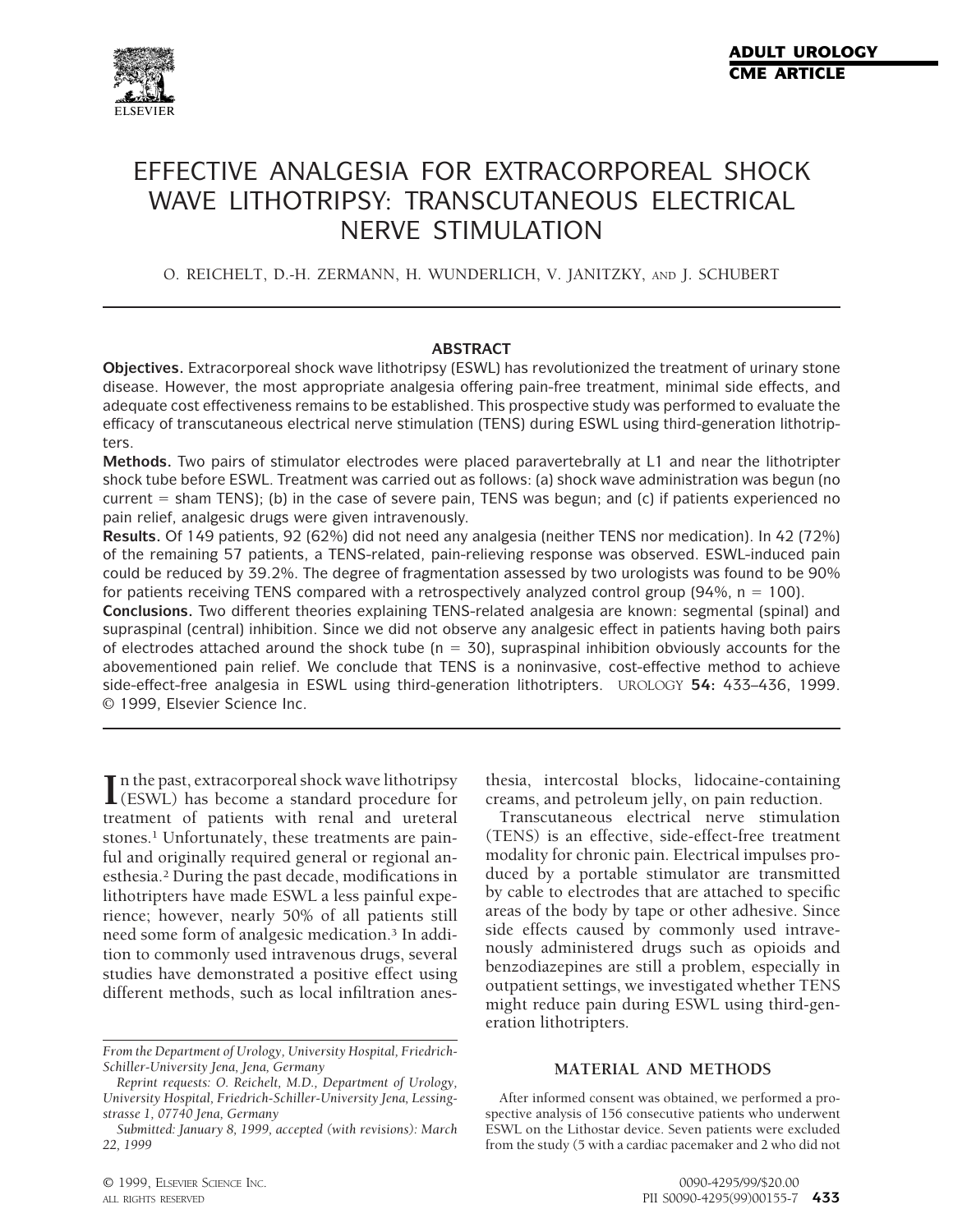ADULT UROLOGY
CME ARTICLE

# EFFECTIVE ANALGESIA FOR EXTRACORPOREAL SHOCK WAVE LITHOTRIPSY: TRANSCUTANEOUS ELECTRICAL NERVE STIMULATION

O. REICHELT, D.-H. ZERMANN, H. WUNDERLICH, V. JANITZKY, AND J. SCHUBERT

## ABSTRACT

**Objectives.** Extracorporeal shock wave lithotripsy (ESWL) has revolutionized the treatment of urinary stone disease. However, the most appropriate analgesia offering pain-free treatment, minimal side effects, and adequate cost effectiveness remains to be established. This prospective study was performed to evaluate the efficacy of transcutaneous electrical nerve stimulation (TENS) during ESWL using third-generation lithotripters.

**Methods.** Two pairs of stimulator electrodes were placed paravertebrally at L1 and near the lithotripter shock tube before ESWL. Treatment was carried out as follows: (a) shock wave administration was begun (no current = sham TENS); (b) in the case of severe pain, TENS was begun; and (c) if patients experienced no pain relief, analgesic drugs were given intravenously.

**Results.** Of 149 patients, 92 (62%) did not need any analgesia (neither TENS nor medication). In 42 (72%) of the remaining 57 patients, a TENS-related, pain-relieving response was observed. ESWL-induced pain could be reduced by 39.2%. The degree of fragmentation assessed by two urologists was found to be 90% for patients receiving TENS compared with a retrospectively analyzed control group (94%, n = 100).

**Conclusions.** Two different theories explaining TENS-related analgesia are known: segmental (spinal) and supraspinal (central) inhibition. Since we did not observe any analgesic effect in patients having both pairs of electrodes attached around the shock tube (n = 30), supraspinal inhibition obviously accounts for the abovementioned pain relief. We conclude that TENS is a noninvasive, cost-effective method to achieve side-effect-free analgesia in ESWL using third-generation lithotripters. UROLOGY **54:** 433–436, 1999. © 1999, Elsevier Science Inc.

In the past, extracorporeal shock wave lithotripsy (ESWL) has become a standard procedure for treatment of patients with renal and ureteral stones.[1] Unfortunately, these treatments are painful and originally required general or regional anesthesia.[2] During the past decade, modifications in lithotripters have made ESWL a less painful experience; however, nearly 50% of all patients still need some form of analgesic medication.[3] In addition to commonly used intravenous drugs, several studies have demonstrated a positive effect using different methods, such as local infiltration anesthesia, intercostal blocks, lidocaine-containing creams, and petroleum jelly, on pain reduction.

Transcutaneous electrical nerve stimulation (TENS) is an effective, side-effect-free treatment modality for chronic pain. Electrical impulses produced by a portable stimulator are transmitted by cable to electrodes that are attached to specific areas of the body by tape or other adhesive. Since side effects caused by commonly used intravenously administered drugs such as opioids and benzodiazepines are still a problem, especially in outpatient settings, we investigated whether TENS might reduce pain during ESWL using third-generation lithotripters.

## MATERIAL AND METHODS

After informed consent was obtained, we performed a prospective analysis of 156 consecutive patients who underwent ESWL on the Lithostar device. Seven patients were excluded from the study (5 with a cardiac pacemaker and 2 who did not

*From the Department of Urology, University Hospital, Friedrich-Schiller-University Jena, Jena, Germany*

*Reprint requests: O. Reichelt, M.D., Department of Urology, University Hospital, Friedrich-Schiller-University Jena, Lessingstrasse 1, 07740 Jena, Germany*

*Submitted: January 8, 1999, accepted (with revisions): March 22, 1999*

© 1999, ELSEVIER SCIENCE INC. ALL RIGHTS RESERVED

0090-4295/99/$20.00
PII S0090-4295(99)00155-7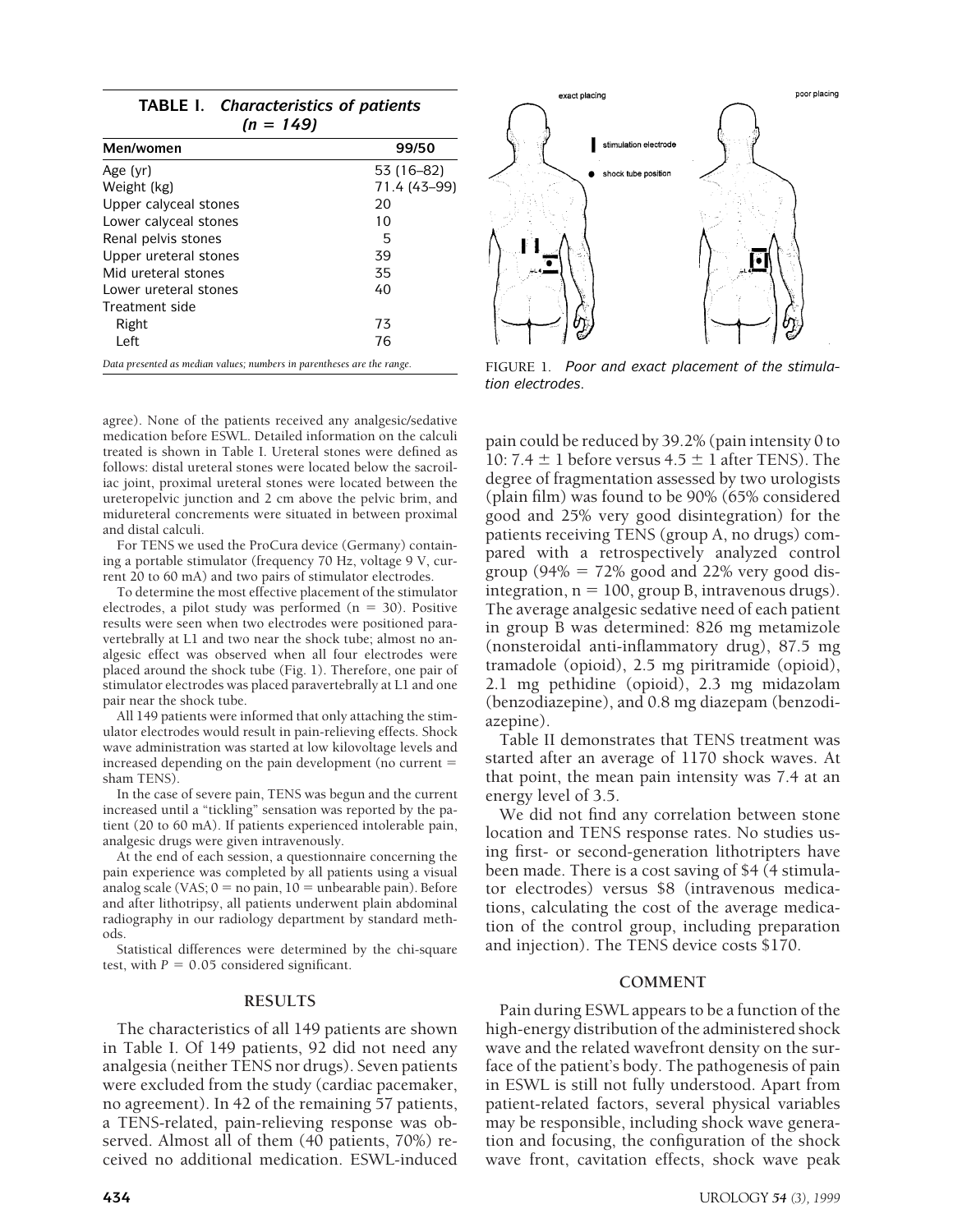**TABLE I.** *Characteristics of patients (n = 149)*

| Men/women | 99/50 |
|---|---|
| Age (yr) | 53 (16–82) |
| Weight (kg) | 71.4 (43–99) |
| Upper calyceal stones | 20 |
| Lower calyceal stones | 10 |
| Renal pelvis stones | 5 |
| Upper ureteral stones | 39 |
| Mid ureteral stones | 35 |
| Lower ureteral stones | 40 |
| Treatment side | |
| Right | 73 |
| Left | 76 |

*Data presented as median values; numbers in parentheses are the range.*

agree). None of the patients received any analgesic/sedative medication before ESWL. Detailed information on the calculi treated is shown in Table I. Ureteral stones were defined as follows: distal ureteral stones were located below the sacroiliac joint, proximal ureteral stones were located between the ureteropelvic junction and 2 cm above the pelvic brim, and midureteral concrements were situated in between proximal and distal calculi.

For TENS we used the ProCura device (Germany) containing a portable stimulator (frequency 70 Hz, voltage 9 V, current 20 to 60 mA) and two pairs of stimulator electrodes.

To determine the most effective placement of the stimulator electrodes, a pilot study was performed (n = 30). Positive results were seen when two electrodes were positioned paravertebrally at L1 and two near the shock tube; almost no analgesic effect was observed when all four electrodes were placed around the shock tube (Fig. 1). Therefore, one pair of stimulator electrodes was placed paravertebrally at L1 and one pair near the shock tube.

All 149 patients were informed that only attaching the stimulator electrodes would result in pain-relieving effects. Shock wave administration was started at low kilovoltage levels and increased depending on the pain development (no current = sham TENS).

In the case of severe pain, TENS was begun and the current increased until a "tickling" sensation was reported by the patient (20 to 60 mA). If patients experienced intolerable pain, analgesic drugs were given intravenously.

At the end of each session, a questionnaire concerning the pain experience was completed by all patients using a visual analog scale (VAS; 0 = no pain, 10 = unbearable pain). Before and after lithotripsy, all patients underwent plain abdominal radiography in our radiology department by standard methods.

Statistical differences were determined by the chi-square test, with $P = 0.05$ considered significant.

## RESULTS

The characteristics of all 149 patients are shown in Table I. Of 149 patients, 92 did not need any analgesia (neither TENS nor drugs). Seven patients were excluded from the study (cardiac pacemaker, no agreement). In 42 of the remaining 57 patients, a TENS-related, pain-relieving response was observed. Almost all of them (40 patients, 70%) received no additional medication. ESWL-induced pain could be reduced by 39.2% (pain intensity 0 to 10: $7.4 \pm 1$ before versus $4.5 \pm 1$ after TENS). The degree of fragmentation assessed by two urologists (plain film) was found to be 90% (65% considered good and 25% very good disintegration) for the patients receiving TENS (group A, no drugs) compared with a retrospectively analyzed control group (94% = 72% good and 22% very good disintegration, n = 100, group B, intravenous drugs). The average analgesic sedative need of each patient in group B was determined: 826 mg metamizole (nonsteroidal anti-inflammatory drug), 87.5 mg tramadole (opioid), 2.5 mg piritramide (opioid), 2.1 mg pethidine (opioid), 2.3 mg midazolam (benzodiazepine), and 0.8 mg diazepam (benzodiazepine).

FIGURE 1. *Poor and exact placement of the stimulation electrodes.*

Table II demonstrates that TENS treatment was started after an average of 1170 shock waves. At that point, the mean pain intensity was 7.4 at an energy level of 3.5.

We did not find any correlation between stone location and TENS response rates. No studies using first- or second-generation lithotripters have been made. There is a cost saving of \$4 (4 stimulator electrodes) versus \$8 (intravenous medications, calculating the cost of the average medication of the control group, including preparation and injection). The TENS device costs \$170.

## COMMENT

Pain during ESWL appears to be a function of the high-energy distribution of the administered shock wave and the related wavefront density on the surface of the patient's body. The pathogenesis of pain in ESWL is still not fully understood. Apart from patient-related factors, several physical variables may be responsible, including shock wave generation and focusing, the configuration of the shock wave front, cavitation effects, shock wave peak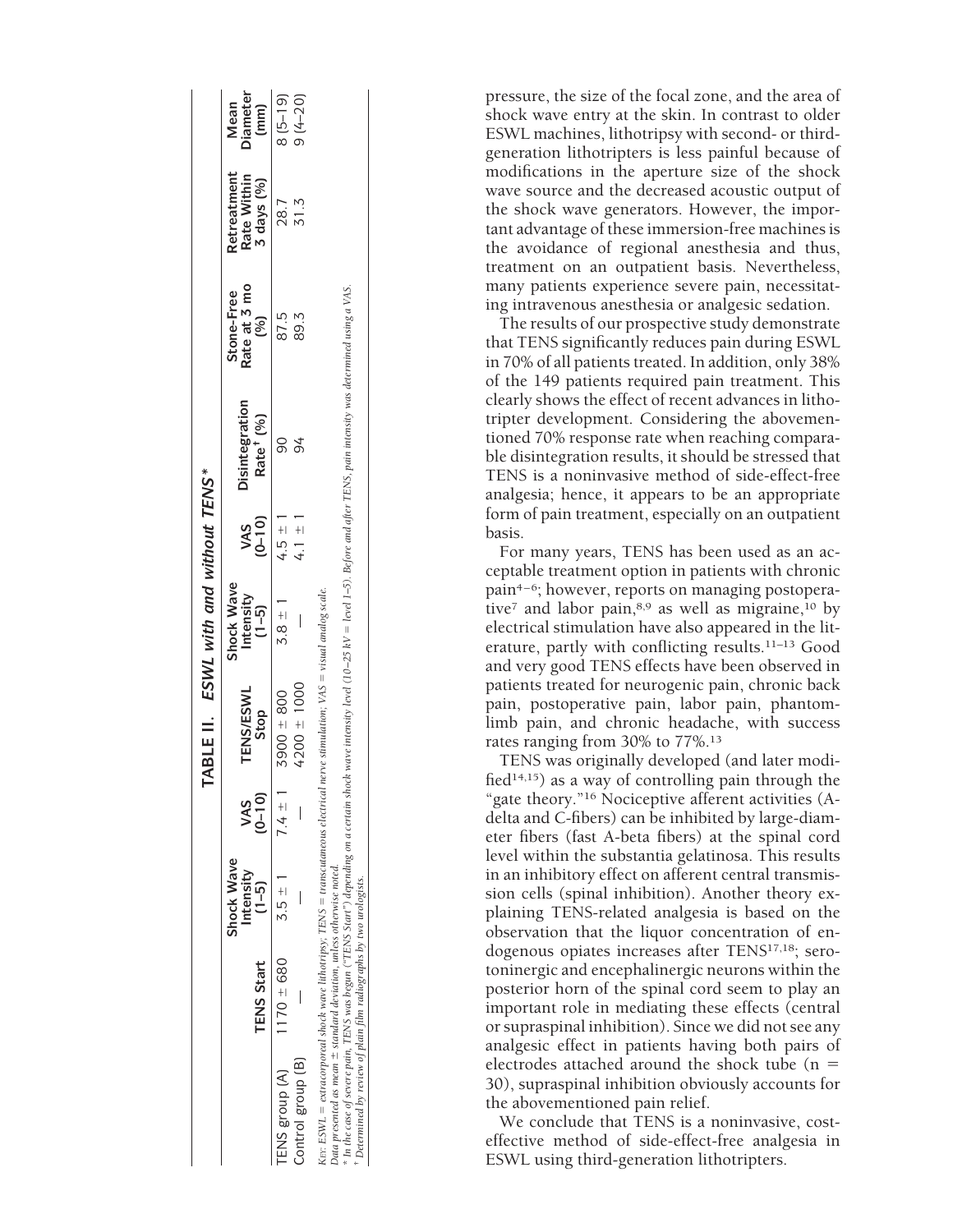**TABLE II. ESWL with and without TENS***

| | TENS Start | Shock Wave Intensity (1–5) | VAS (0–10) | TENS/ESWL Stop | Shock Wave Intensity (1–5) | VAS (0–10) | Disintegration Rate† (%) | Stone-Free Rate at 3 mo (%) | Retreatment Rate Within 3 days (%) | Mean Diameter (mm) |
|---|---|---|---|---|---|---|---|---|---|---|
| TENS group (A) | 1170 ± 680 | 3.5 ± 1 | 7.4 ± 1 | 3900 ± 800 | 3.8 ± 1 | 4.5 ± 1 | 90 | 87.5 | 28.7 | 8 (5–19) |
| Control group (B) | — | — | — | 4200 ± 1000 | — | 4.1 ± 1 | 94 | 89.3 | 31.3 | 9 (4–20) |

*Key:* ESWL = extracorporeal shock wave lithotripsy; TENS = transcutaneous electrical nerve stimulation; VAS = visual analog scale.

Data presented as mean ± standard deviation, unless otherwise noted.

\* In the case of severe pain, TENS was begun ("TENS Start") depending on a certain shock wave intensity level (10–25 kV = level 1–5). Before and after TENS, pain intensity was determined using a VAS.

† Determined by review of plain film radiographs by two urologists.

pressure, the size of the focal zone, and the area of shock wave entry at the skin. In contrast to older ESWL machines, lithotripsy with second- or third-generation lithotripters is less painful because of modifications in the aperture size of the shock wave source and the decreased acoustic output of the shock wave generators. However, the important advantage of these immersion-free machines is the avoidance of regional anesthesia and thus, treatment on an outpatient basis. Nevertheless, many patients experience severe pain, necessitating intravenous anesthesia or analgesic sedation.

The results of our prospective study demonstrate that TENS significantly reduces pain during ESWL in 70% of all patients treated. In addition, only 38% of the 149 patients required pain treatment. This clearly shows the effect of recent advances in lithotripter development. Considering the abovementioned 70% response rate when reaching comparable disintegration results, it should be stressed that TENS is a noninvasive method of side-effect-free analgesia; hence, it appears to be an appropriate form of pain treatment, especially on an outpatient basis.

For many years, TENS has been used as an acceptable treatment option in patients with chronic pain[4–6]; however, reports on managing postoperative[7] and labor pain,[8,9] as well as migraine,[10] by electrical stimulation have also appeared in the literature, partly with conflicting results.[11–13] Good and very good TENS effects have been observed in patients treated for neurogenic pain, chronic back pain, postoperative pain, labor pain, phantom-limb pain, and chronic headache, with success rates ranging from 30% to 77%.[13]

TENS was originally developed (and later modified[14,15]) as a way of controlling pain through the "gate theory."[16] Nociceptive afferent activities (A-delta and C-fibers) can be inhibited by large-diameter fibers (fast A-beta fibers) at the spinal cord level within the substantia gelatinosa. This results in an inhibitory effect on afferent central transmission cells (spinal inhibition). Another theory explaining TENS-related analgesia is based on the observation that the liquor concentration of endogenous opiates increases after TENS[17,18]; serotoninergic and encephalinergic neurons within the posterior horn of the spinal cord seem to play an important role in mediating these effects (central or supraspinal inhibition). Since we did not see any analgesic effect in patients having both pairs of electrodes attached around the shock tube ($n = 30$), supraspinal inhibition obviously accounts for the abovementioned pain relief.

We conclude that TENS is a noninvasive, cost-effective method of side-effect-free analgesia in ESWL using third-generation lithotripters.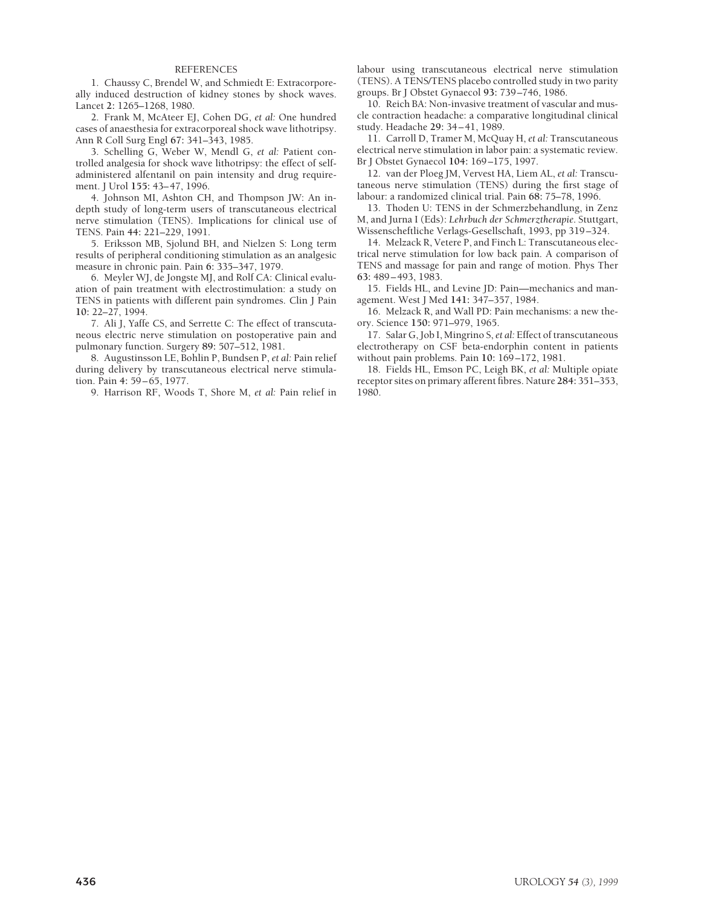## REFERENCES

1. Chaussy C, Brendel W, and Schmiedt E: Extracorporeally induced destruction of kidney stones by shock waves. Lancet **2:** 1265–1268, 1980.

2. Frank M, McAteer EJ, Cohen DG, *et al:* One hundred cases of anaesthesia for extracorporeal shock wave lithotripsy. Ann R Coll Surg Engl **67:** 341–343, 1985.

3. Schelling G, Weber W, Mendl G, *et al:* Patient controlled analgesia for shock wave lithotripsy: the effect of self-administered alfentanil on pain intensity and drug requirement. J Urol **155:** 43–47, 1996.

4. Johnson MI, Ashton CH, and Thompson JW: An in-depth study of long-term users of transcutaneous electrical nerve stimulation (TENS). Implications for clinical use of TENS. Pain **44:** 221–229, 1991.

5. Eriksson MB, Sjolund BH, and Nielzen S: Long term results of peripheral conditioning stimulation as an analgesic measure in chronic pain. Pain **6:** 335–347, 1979.

6. Meyler WJ, de Jongste MJ, and Rolf CA: Clinical evaluation of pain treatment with electrostimulation: a study on TENS in patients with different pain syndromes. Clin J Pain **10:** 22–27, 1994.

7. Ali J, Yaffe CS, and Serrette C: The effect of transcutaneous electric nerve stimulation on postoperative pain and pulmonary function. Surgery **89:** 507–512, 1981.

8. Augustinsson LE, Bohlin P, Bundsen P, *et al:* Pain relief during delivery by transcutaneous electrical nerve stimulation. Pain **4:** 59–65, 1977.

9. Harrison RF, Woods T, Shore M, *et al:* Pain relief in labour using transcutaneous electrical nerve stimulation (TENS). A TENS/TENS placebo controlled study in two parity groups. Br J Obstet Gynaecol **93:** 739–746, 1986.

10. Reich BA: Non-invasive treatment of vascular and muscle contraction headache: a comparative longitudinal clinical study. Headache **29:** 34–41, 1989.

11. Carroll D, Tramer M, McQuay H, *et al:* Transcutaneous electrical nerve stimulation in labor pain: a systematic review. Br J Obstet Gynaecol **104:** 169–175, 1997.

12. van der Ploeg JM, Vervest HA, Liem AL, *et al:* Transcutaneous nerve stimulation (TENS) during the first stage of labour: a randomized clinical trial. Pain **68:** 75–78, 1996.

13. Thoden U: TENS in der Schmerzbehandlung, in Zenz M, and Jurna I (Eds): *Lehrbuch der Schmerztherapie*. Stuttgart, Wissenscheftliche Verlags-Gesellschaft, 1993, pp 319–324.

14. Melzack R, Vetere P, and Finch L: Transcutaneous electrical nerve stimulation for low back pain. A comparison of TENS and massage for pain and range of motion. Phys Ther **63:** 489–493, 1983.

15. Fields HL, and Levine JD: Pain—mechanics and management. West J Med **141:** 347–357, 1984.

16. Melzack R, and Wall PD: Pain mechanisms: a new theory. Science **150:** 971–979, 1965.

17. Salar G, Job I, Mingrino S, *et al:* Effect of transcutaneous electrotherapy on CSF beta-endorphin content in patients without pain problems. Pain **10:** 169–172, 1981.

18. Fields HL, Emson PC, Leigh BK, *et al:* Multiple opiate receptor sites on primary afferent fibres. Nature **284:** 351–353, 1980.